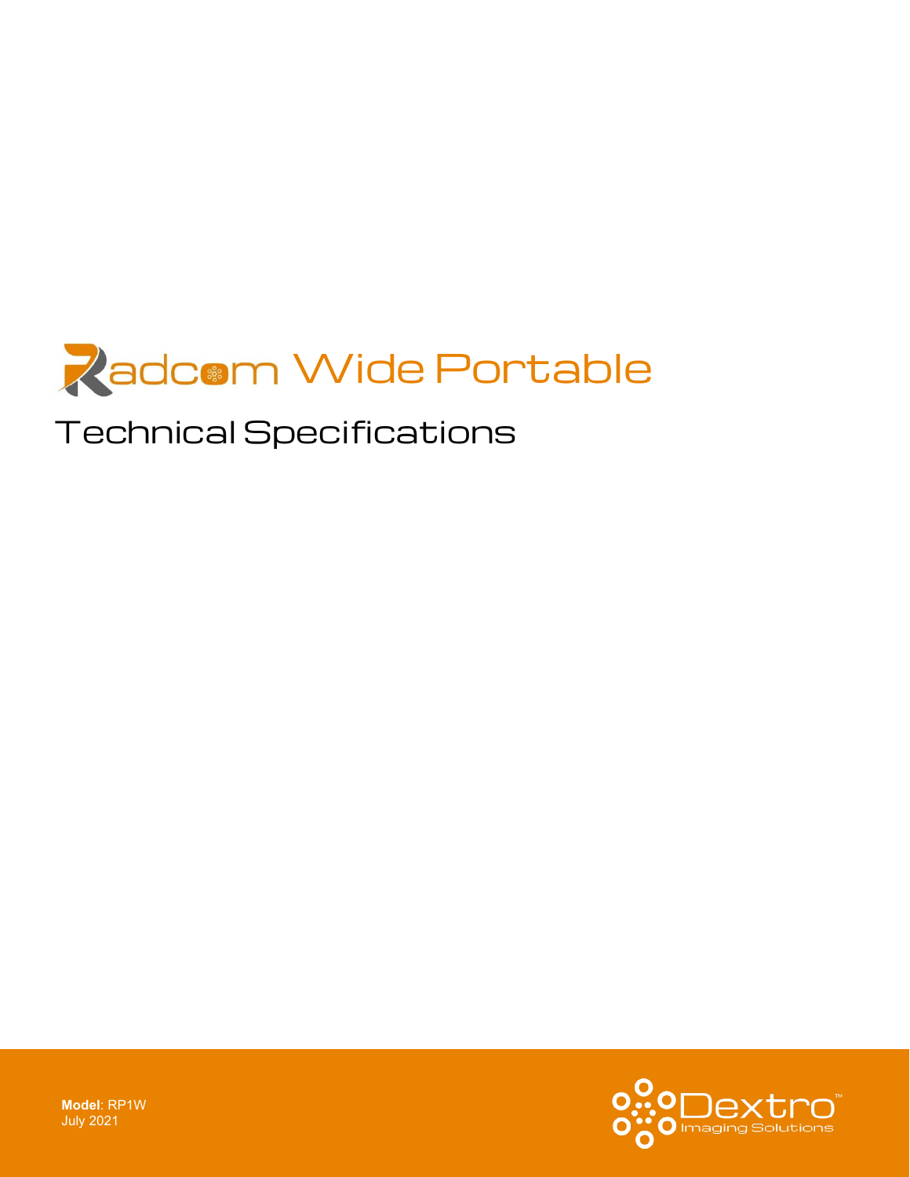# Radcom Wide Portable

## Technical Specifications

**Model**: RP1W
July 2021

Dextro™
Imaging Solutions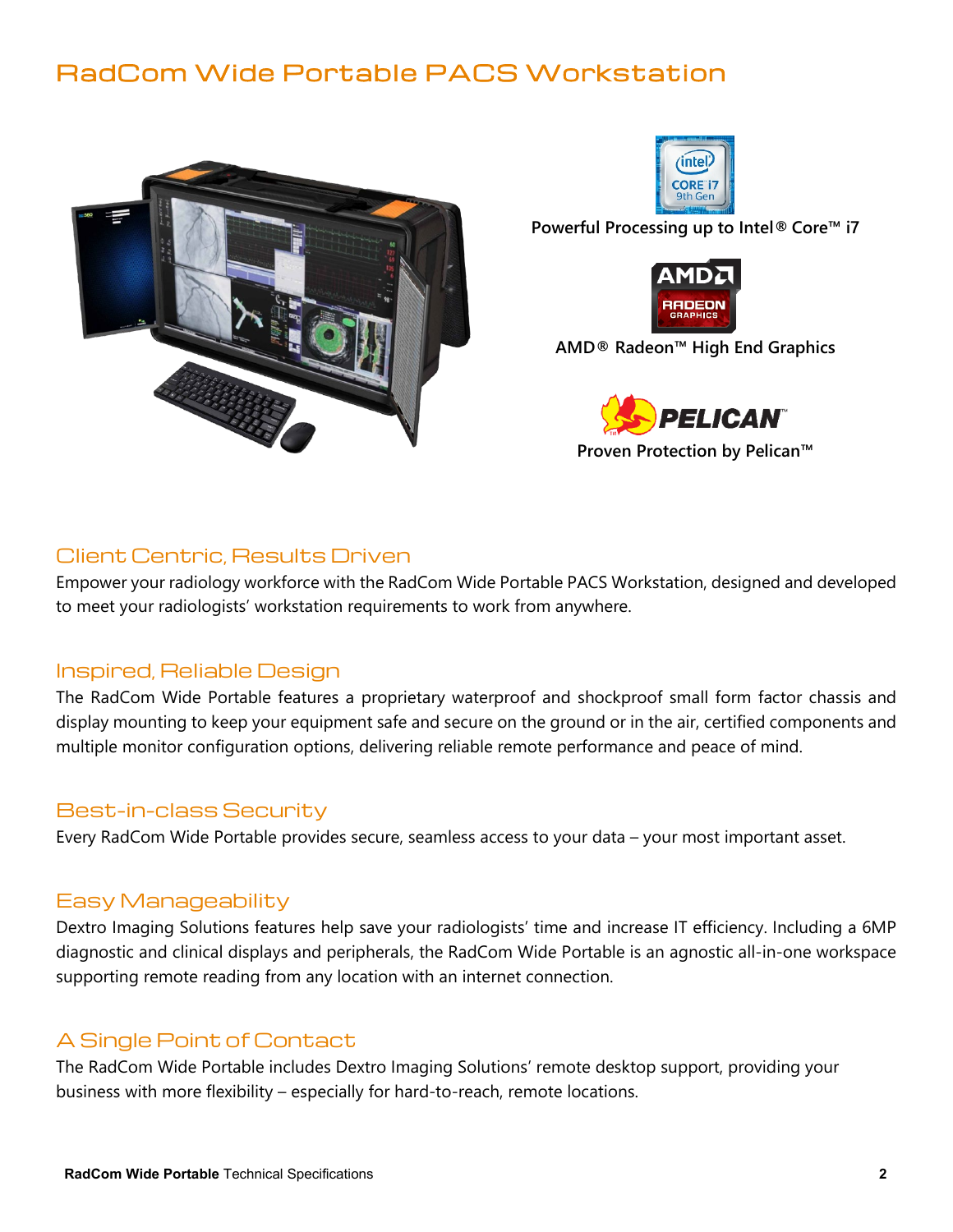# RadCom Wide Portable PACS Workstation

Powerful Processing up to Intel® Core™ i7

AMD® Radeon™ High End Graphics

Proven Protection by Pelican™

## Client Centric, Results Driven

Empower your radiology workforce with the RadCom Wide Portable PACS Workstation, designed and developed to meet your radiologists' workstation requirements to work from anywhere.

## Inspired, Reliable Design

The RadCom Wide Portable features a proprietary waterproof and shockproof small form factor chassis and display mounting to keep your equipment safe and secure on the ground or in the air, certified components and multiple monitor configuration options, delivering reliable remote performance and peace of mind.

## Best-in-class Security

Every RadCom Wide Portable provides secure, seamless access to your data – your most important asset.

## Easy Manageability

Dextro Imaging Solutions features help save your radiologists' time and increase IT efficiency. Including a 6MP diagnostic and clinical displays and peripherals, the RadCom Wide Portable is an agnostic all-in-one workspace supporting remote reading from any location with an internet connection.

## A Single Point of Contact

The RadCom Wide Portable includes Dextro Imaging Solutions' remote desktop support, providing your business with more flexibility – especially for hard-to-reach, remote locations.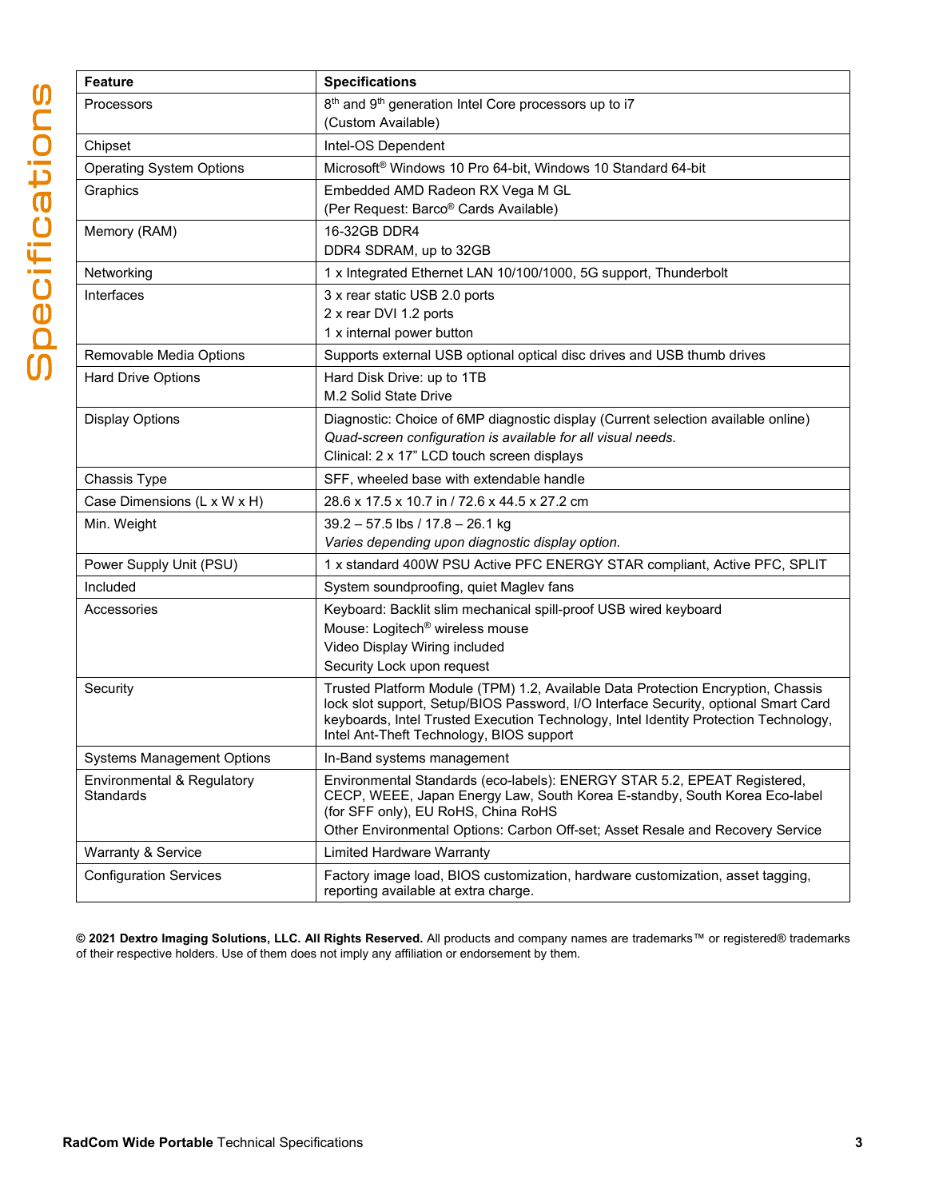# Specifications

| Feature | Specifications |
| --- | --- |
| Processors | 8th and 9th generation Intel Core processors up to i7<br>(Custom Available) |
| Chipset | Intel-OS Dependent |
| Operating System Options | Microsoft® Windows 10 Pro 64-bit, Windows 10 Standard 64-bit |
| Graphics | Embedded AMD Radeon RX Vega M GL<br>(Per Request: Barco® Cards Available) |
| Memory (RAM) | 16-32GB DDR4<br>DDR4 SDRAM, up to 32GB |
| Networking | 1 x Integrated Ethernet LAN 10/100/1000, 5G support, Thunderbolt |
| Interfaces | 3 x rear static USB 2.0 ports<br>2 x rear DVI 1.2 ports<br>1 x internal power button |
| Removable Media Options | Supports external USB optional optical disc drives and USB thumb drives |
| Hard Drive Options | Hard Disk Drive: up to 1TB<br>M.2 Solid State Drive |
| Display Options | Diagnostic: Choice of 6MP diagnostic display (Current selection available online)<br>*Quad-screen configuration is available for all visual needs.*<br>Clinical: 2 x 17" LCD touch screen displays |
| Chassis Type | SFF, wheeled base with extendable handle |
| Case Dimensions (L x W x H) | 28.6 x 17.5 x 10.7 in / 72.6 x 44.5 x 27.2 cm |
| Min. Weight | 39.2 – 57.5 lbs / 17.8 – 26.1 kg<br>*Varies depending upon diagnostic display option.* |
| Power Supply Unit (PSU) | 1 x standard 400W PSU Active PFC ENERGY STAR compliant, Active PFC, SPLIT |
| Included | System soundproofing, quiet Maglev fans |
| Accessories | Keyboard: Backlit slim mechanical spill-proof USB wired keyboard<br>Mouse: Logitech® wireless mouse<br>Video Display Wiring included<br>Security Lock upon request |
| Security | Trusted Platform Module (TPM) 1.2, Available Data Protection Encryption, Chassis lock slot support, Setup/BIOS Password, I/O Interface Security, optional Smart Card keyboards, Intel Trusted Execution Technology, Intel Identity Protection Technology, Intel Ant-Theft Technology, BIOS support |
| Systems Management Options | In-Band systems management |
| Environmental & Regulatory Standards | Environmental Standards (eco-labels): ENERGY STAR 5.2, EPEAT Registered, CECP, WEEE, Japan Energy Law, South Korea E-standby, South Korea Eco-label (for SFF only), EU RoHS, China RoHS<br>Other Environmental Options: Carbon Off-set; Asset Resale and Recovery Service |
| Warranty & Service | Limited Hardware Warranty |
| Configuration Services | Factory image load, BIOS customization, hardware customization, asset tagging, reporting available at extra charge. |

**© 2021 Dextro Imaging Solutions, LLC. All Rights Reserved.** All products and company names are trademarks™ or registered® trademarks of their respective holders. Use of them does not imply any affiliation or endorsement by them.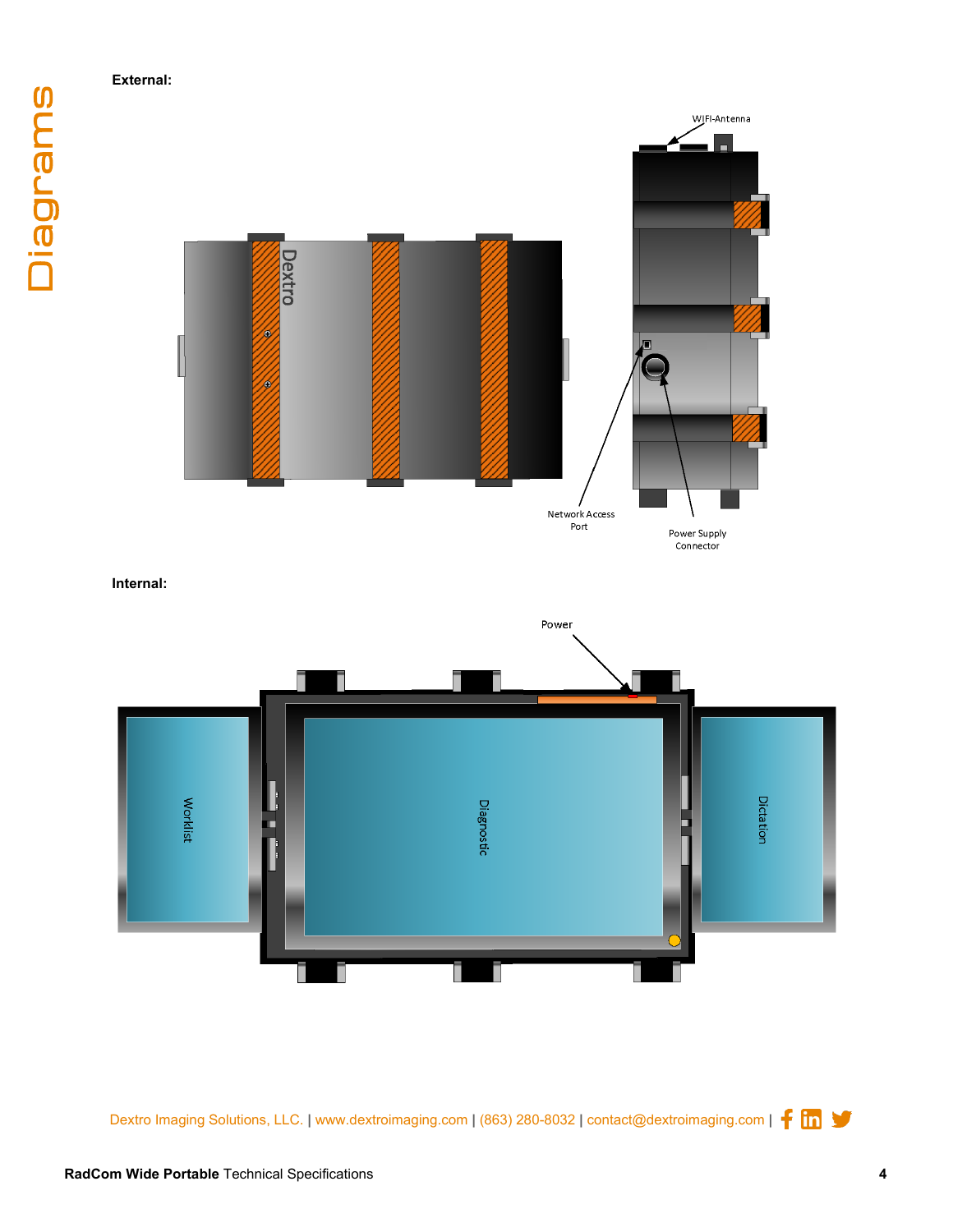# Diagrams

**External:**

WIFI-Antenna

Dextro

Network Access Port

Power Supply Connector

**Internal:**

Power

Worklist

Diagnostic

Dictation

Dextro Imaging Solutions, LLC. | www.dextroimaging.com | (863) 280-8032 | contact@dextroimaging.com |